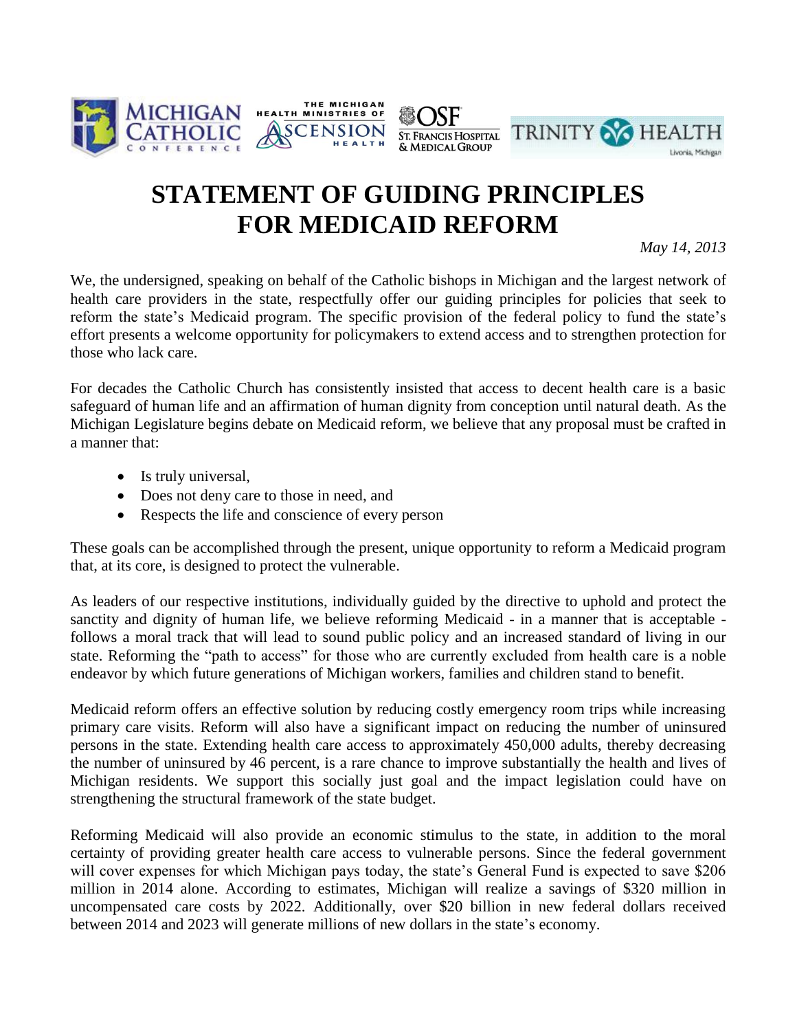# STATEMENT OF GUIDING PRINCIPLES FOR MEDICAID REFORM

*May 14, 2013*

We, the undersigned, speaking on behalf of the Catholic bishops in Michigan and the largest network of health care providers in the state, respectfully offer our guiding principles for policies that seek to reform the state's Medicaid program. The specific provision of the federal policy to fund the state's effort presents a welcome opportunity for policymakers to extend access and to strengthen protection for those who lack care.

For decades the Catholic Church has consistently insisted that access to decent health care is a basic safeguard of human life and an affirmation of human dignity from conception until natural death. As the Michigan Legislature begins debate on Medicaid reform, we believe that any proposal must be crafted in a manner that:

- Is truly universal,
- Does not deny care to those in need, and
- Respects the life and conscience of every person

These goals can be accomplished through the present, unique opportunity to reform a Medicaid program that, at its core, is designed to protect the vulnerable.

As leaders of our respective institutions, individually guided by the directive to uphold and protect the sanctity and dignity of human life, we believe reforming Medicaid - in a manner that is acceptable - follows a moral track that will lead to sound public policy and an increased standard of living in our state. Reforming the "path to access" for those who are currently excluded from health care is a noble endeavor by which future generations of Michigan workers, families and children stand to benefit.

Medicaid reform offers an effective solution by reducing costly emergency room trips while increasing primary care visits. Reform will also have a significant impact on reducing the number of uninsured persons in the state. Extending health care access to approximately 450,000 adults, thereby decreasing the number of uninsured by 46 percent, is a rare chance to improve substantially the health and lives of Michigan residents. We support this socially just goal and the impact legislation could have on strengthening the structural framework of the state budget.

Reforming Medicaid will also provide an economic stimulus to the state, in addition to the moral certainty of providing greater health care access to vulnerable persons. Since the federal government will cover expenses for which Michigan pays today, the state's General Fund is expected to save $206 million in 2014 alone. According to estimates, Michigan will realize a savings of $320 million in uncompensated care costs by 2022. Additionally, over $20 billion in new federal dollars received between 2014 and 2023 will generate millions of new dollars in the state's economy.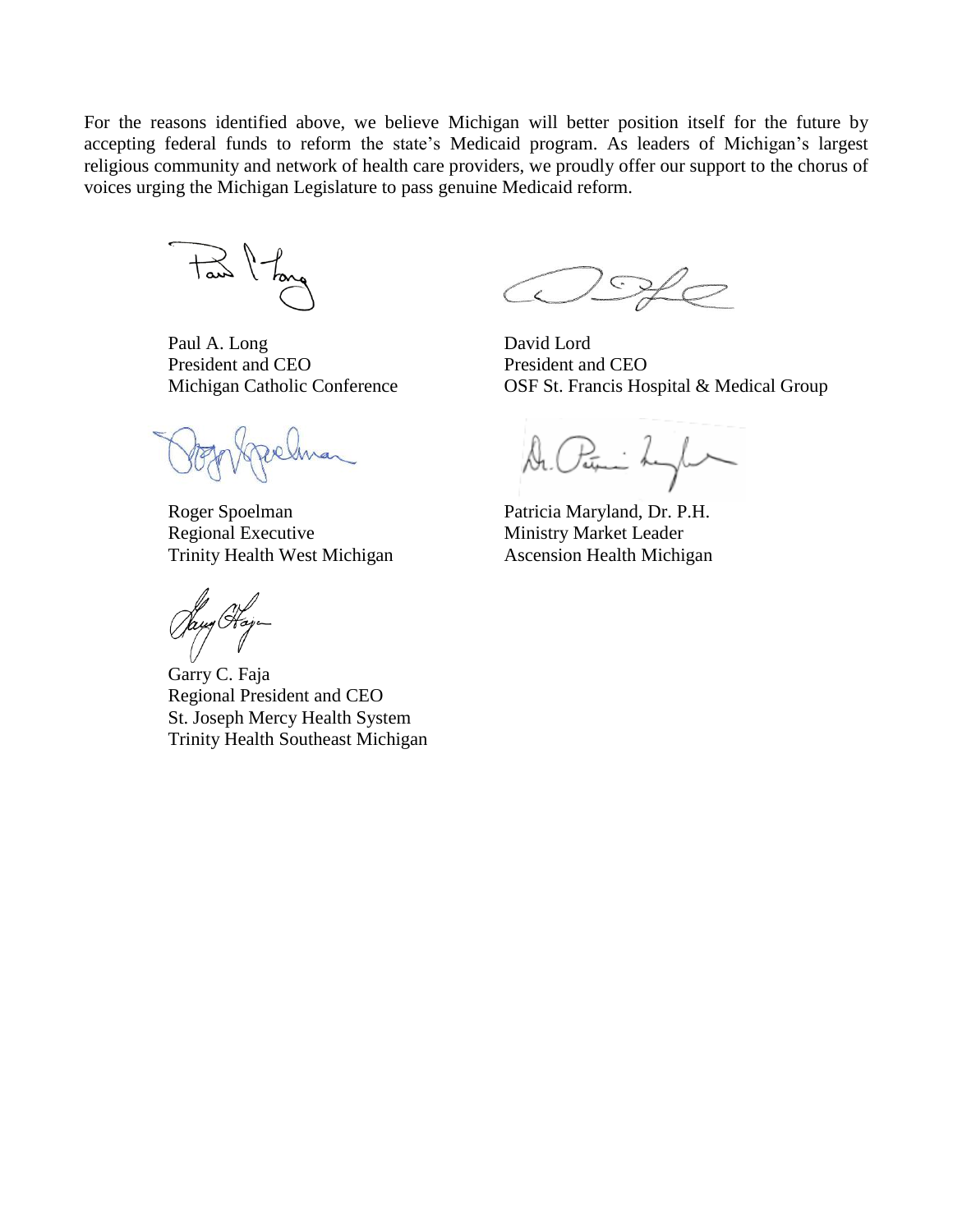For the reasons identified above, we believe Michigan will better position itself for the future by accepting federal funds to reform the state's Medicaid program. As leaders of Michigan's largest religious community and network of health care providers, we proudly offer our support to the chorus of voices urging the Michigan Legislature to pass genuine Medicaid reform.

Paul A. Long
President and CEO
Michigan Catholic Conference

David Lord
President and CEO
OSF St. Francis Hospital & Medical Group

Roger Spoelman
Regional Executive
Trinity Health West Michigan

Patricia Maryland, Dr. P.H.
Ministry Market Leader
Ascension Health Michigan

Garry C. Faja
Regional President and CEO
St. Joseph Mercy Health System
Trinity Health Southeast Michigan